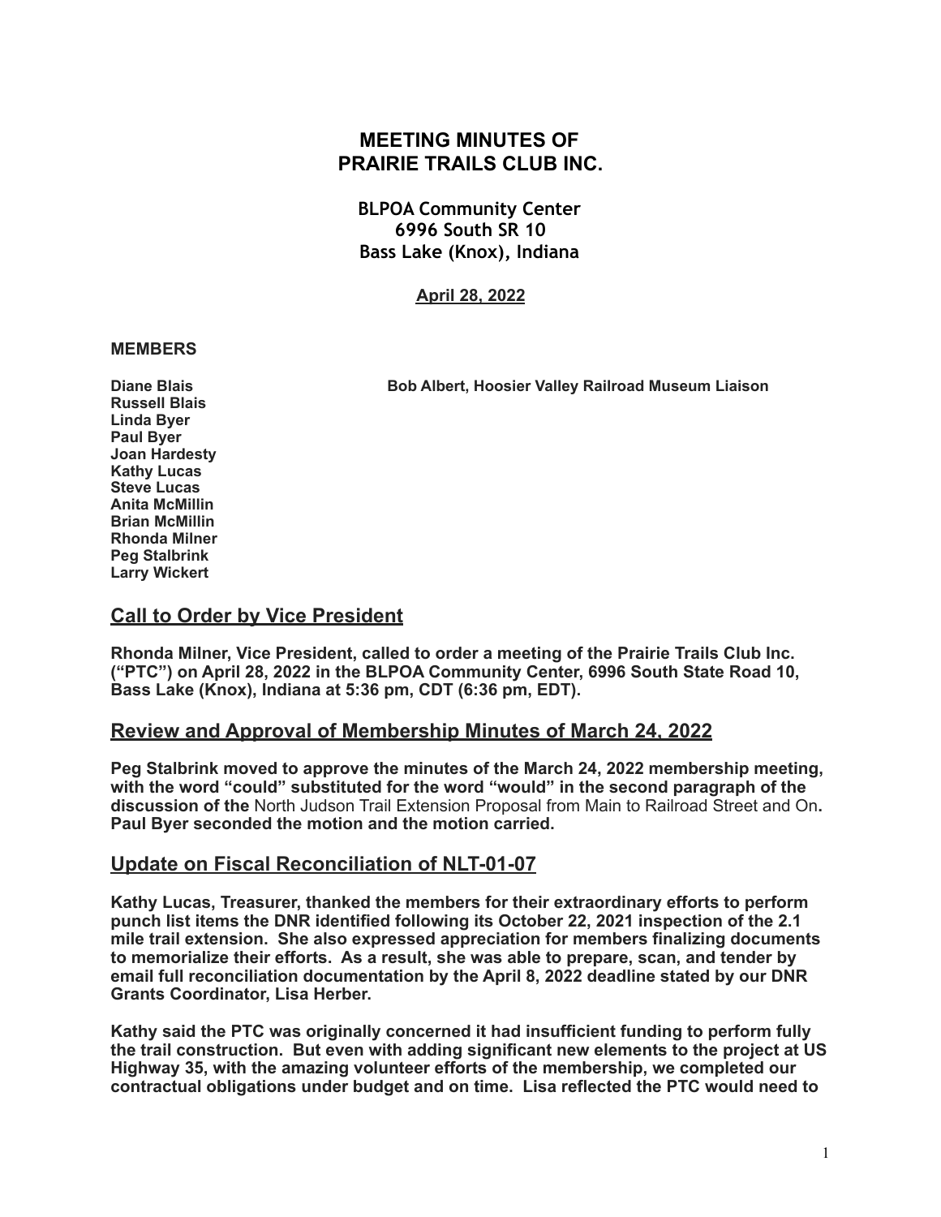# MEETING MINUTES OF PRAIRIE TRAILS CLUB INC.

**BLPOA Community Center**
**6996 South SR 10**
**Bass Lake (Knox), Indiana**

**April 28, 2022**

**MEMBERS**

**Diane Blais**
**Russell Blais**
**Linda Byer**
**Paul Byer**
**Joan Hardesty**
**Kathy Lucas**
**Steve Lucas**
**Anita McMillin**
**Brian McMillin**
**Rhonda Milner**
**Peg Stalbrink**
**Larry Wickert**

**Bob Albert, Hoosier Valley Railroad Museum Liaison**

## Call to Order by Vice President

**Rhonda Milner, Vice President, called to order a meeting of the Prairie Trails Club Inc. ("PTC") on April 28, 2022 in the BLPOA Community Center, 6996 South State Road 10, Bass Lake (Knox), Indiana at 5:36 pm, CDT (6:36 pm, EDT).**

## Review and Approval of Membership Minutes of March 24, 2022

**Peg Stalbrink moved to approve the minutes of the March 24, 2022 membership meeting, with the word "could" substituted for the word "would" in the second paragraph of the discussion of the** North Judson Trail Extension Proposal from Main to Railroad Street and On**. Paul Byer seconded the motion and the motion carried.**

## Update on Fiscal Reconciliation of NLT-01-07

**Kathy Lucas, Treasurer, thanked the members for their extraordinary efforts to perform punch list items the DNR identified following its October 22, 2021 inspection of the 2.1 mile trail extension. She also expressed appreciation for members finalizing documents to memorialize their efforts. As a result, she was able to prepare, scan, and tender by email full reconciliation documentation by the April 8, 2022 deadline stated by our DNR Grants Coordinator, Lisa Herber.**

**Kathy said the PTC was originally concerned it had insufficient funding to perform fully the trail construction. But even with adding significant new elements to the project at US Highway 35, with the amazing volunteer efforts of the membership, we completed our contractual obligations under budget and on time. Lisa reflected the PTC would need to**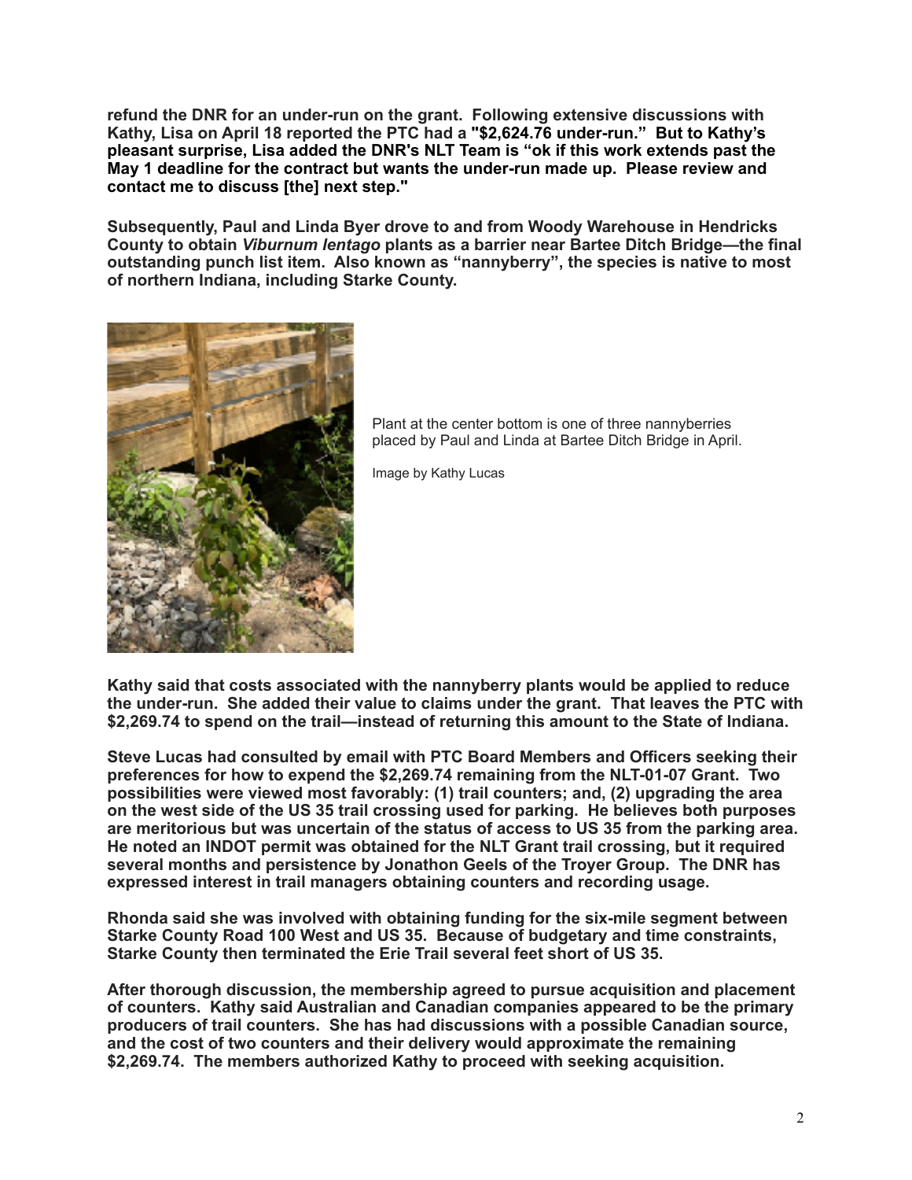**refund the DNR for an under-run on the grant. Following extensive discussions with Kathy, Lisa on April 18 reported the PTC had a "$2,624.76 under-run." But to Kathy's pleasant surprise, Lisa added the DNR's NLT Team is "ok if this work extends past the May 1 deadline for the contract but wants the under-run made up. Please review and contact me to discuss [the] next step."**

**Subsequently, Paul and Linda Byer drove to and from Woody Warehouse in Hendricks County to obtain *Viburnum lentago* plants as a barrier near Bartee Ditch Bridge—the final outstanding punch list item. Also known as "nannyberry", the species is native to most of northern Indiana, including Starke County.**

Plant at the center bottom is one of three nannyberries placed by Paul and Linda at Bartee Ditch Bridge in April.

Image by Kathy Lucas

**Kathy said that costs associated with the nannyberry plants would be applied to reduce the under-run. She added their value to claims under the grant. That leaves the PTC with $2,269.74 to spend on the trail—instead of returning this amount to the State of Indiana.**

**Steve Lucas had consulted by email with PTC Board Members and Officers seeking their preferences for how to expend the $2,269.74 remaining from the NLT-01-07 Grant. Two possibilities were viewed most favorably: (1) trail counters; and, (2) upgrading the area on the west side of the US 35 trail crossing used for parking. He believes both purposes are meritorious but was uncertain of the status of access to US 35 from the parking area. He noted an INDOT permit was obtained for the NLT Grant trail crossing, but it required several months and persistence by Jonathon Geels of the Troyer Group. The DNR has expressed interest in trail managers obtaining counters and recording usage.**

**Rhonda said she was involved with obtaining funding for the six-mile segment between Starke County Road 100 West and US 35. Because of budgetary and time constraints, Starke County then terminated the Erie Trail several feet short of US 35.**

**After thorough discussion, the membership agreed to pursue acquisition and placement of counters. Kathy said Australian and Canadian companies appeared to be the primary producers of trail counters. She has had discussions with a possible Canadian source, and the cost of two counters and their delivery would approximate the remaining $2,269.74. The members authorized Kathy to proceed with seeking acquisition.**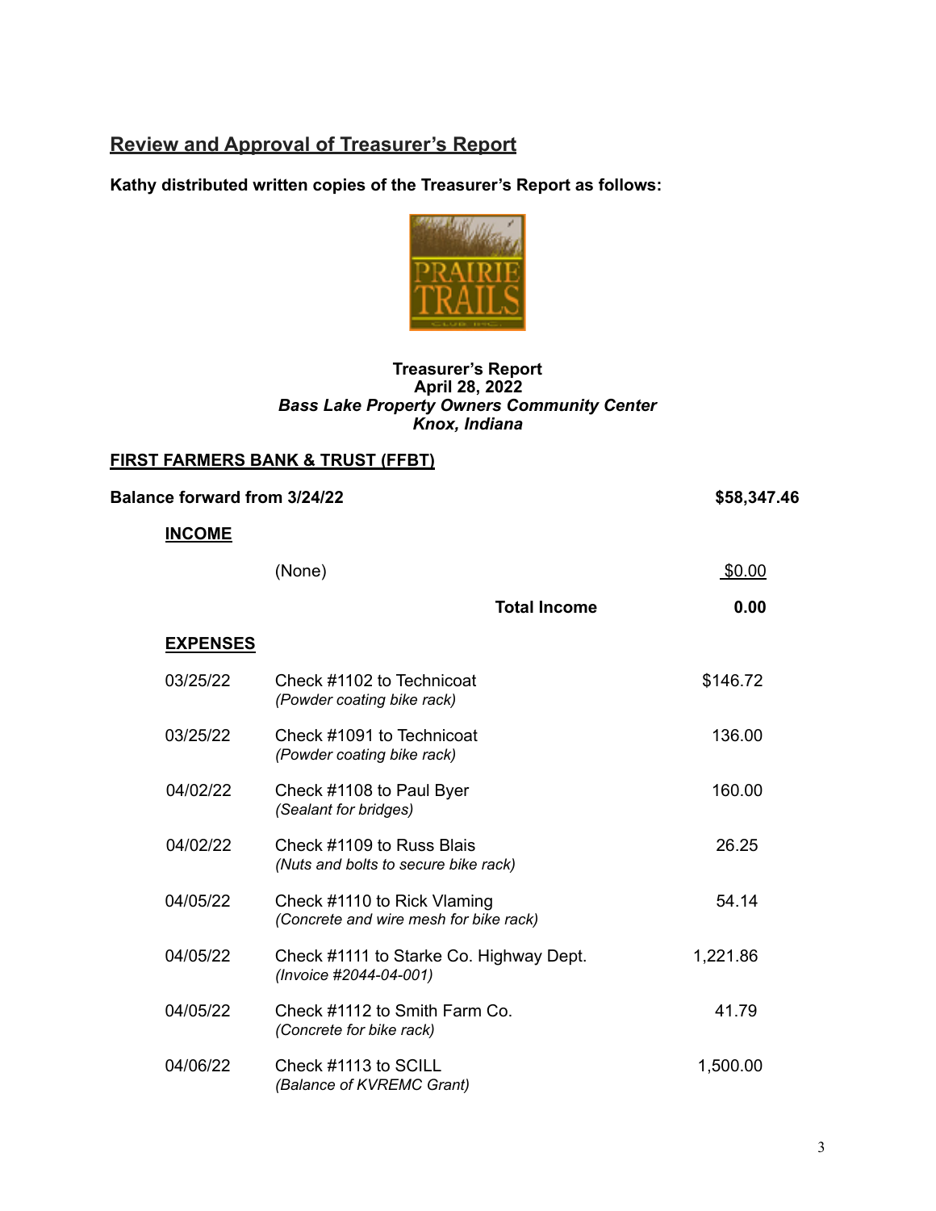## Review and Approval of Treasurer's Report

**Kathy distributed written copies of the Treasurer's Report as follows:**

**Treasurer's Report**
**April 28, 2022**
***Bass Lake Property Owners Community Center***
***Knox, Indiana***

### FIRST FARMERS BANK & TRUST (FFBT)

**Balance forward from 3/24/22** **$58,347.46**

**INCOME**

| | | |
|---|---|---|
| | (None) | $0.00 |
| | **Total Income** | **0.00** |

**EXPENSES**

| Date | Description | Amount |
|---|---|---|
| 03/25/22 | Check #1102 to Technicoat *(Powder coating bike rack)* | $146.72 |
| 03/25/22 | Check #1091 to Technicoat *(Powder coating bike rack)* | 136.00 |
| 04/02/22 | Check #1108 to Paul Byer *(Sealant for bridges)* | 160.00 |
| 04/02/22 | Check #1109 to Russ Blais *(Nuts and bolts to secure bike rack)* | 26.25 |
| 04/05/22 | Check #1110 to Rick Vlaming *(Concrete and wire mesh for bike rack)* | 54.14 |
| 04/05/22 | Check #1111 to Starke Co. Highway Dept. *(Invoice #2044-04-001)* | 1,221.86 |
| 04/05/22 | Check #1112 to Smith Farm Co. *(Concrete for bike rack)* | 41.79 |
| 04/06/22 | Check #1113 to SCILL *(Balance of KVREMC Grant)* | 1,500.00 |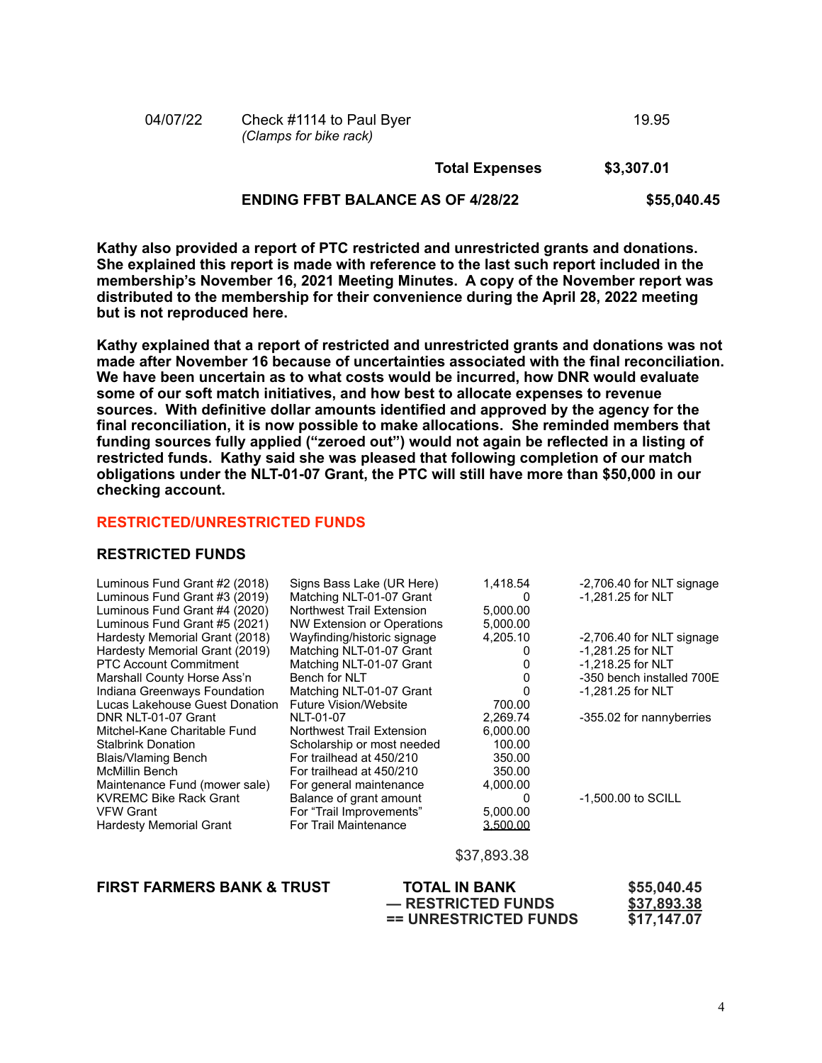| | | |
|---|---|---|
| 04/07/22 | Check #1114 to Paul Byer *(Clamps for bike rack)* | 19.95 |
| | **Total Expenses** | **$3,307.01** |
| | **ENDING FFBT BALANCE AS OF 4/28/22** | **$55,040.45** |

**Kathy also provided a report of PTC restricted and unrestricted grants and donations. She explained this report is made with reference to the last such report included in the membership's November 16, 2021 Meeting Minutes. A copy of the November report was distributed to the membership for their convenience during the April 28, 2022 meeting but is not reproduced here.**

**Kathy explained that a report of restricted and unrestricted grants and donations was not made after November 16 because of uncertainties associated with the final reconciliation. We have been uncertain as to what costs would be incurred, how DNR would evaluate some of our soft match initiatives, and how best to allocate expenses to revenue sources. With definitive dollar amounts identified and approved by the agency for the final reconciliation, it is now possible to make allocations. She reminded members that funding sources fully applied ("zeroed out") would not again be reflected in a listing of restricted funds. Kathy said she was pleased that following completion of our match obligations under the NLT-01-07 Grant, the PTC will still have more than $50,000 in our checking account.**

## RESTRICTED/UNRESTRICTED FUNDS

### RESTRICTED FUNDS

| Source | Purpose | Amount | Note |
|---|---|---|---|
| Luminous Fund Grant #2 (2018) | Signs Bass Lake (UR Here) | 1,418.54 | -2,706.40 for NLT signage |
| Luminous Fund Grant #3 (2019) | Matching NLT-01-07 Grant | 0 | -1,281.25 for NLT |
| Luminous Fund Grant #4 (2020) | Northwest Trail Extension | 5,000.00 | |
| Luminous Fund Grant #5 (2021) | NW Extension or Operations | 5,000.00 | |
| Hardesty Memorial Grant (2018) | Wayfinding/historic signage | 4,205.10 | -2,706.40 for NLT signage |
| Hardesty Memorial Grant (2019) | Matching NLT-01-07 Grant | 0 | -1,281.25 for NLT |
| PTC Account Commitment | Matching NLT-01-07 Grant | 0 | -1,218.25 for NLT |
| Marshall County Horse Ass'n | Bench for NLT | 0 | -350 bench installed 700E |
| Indiana Greenways Foundation | Matching NLT-01-07 Grant | 0 | -1,281.25 for NLT |
| Lucas Lakehouse Guest Donation | Future Vision/Website | 700.00 | |
| DNR NLT-01-07 Grant | NLT-01-07 | 2,269.74 | -355.02 for nannyberries |
| Mitchel-Kane Charitable Fund | Northwest Trail Extension | 6,000.00 | |
| Stalbrink Donation | Scholarship or most needed | 100.00 | |
| Blais/Vlaming Bench | For trailhead at 450/210 | 350.00 | |
| McMillin Bench | For trailhead at 450/210 | 350.00 | |
| Maintenance Fund (mower sale) | For general maintenance | 4,000.00 | |
| KVREMC Bike Rack Grant | Balance of grant amount | 0 | -1,500.00 to SCILL |
| VFW Grant | For "Trail Improvements" | 5,000.00 | |
| Hardesty Memorial Grant | For Trail Maintenance | 3,500.00 | |
| | | $37,893.38 | |

| | | |
|---|---|---|
| **FIRST FARMERS BANK & TRUST** | **TOTAL IN BANK** | **$55,040.45** |
| | **— RESTRICTED FUNDS** | **$37,893.38** |
| | **== UNRESTRICTED FUNDS** | **$17,147.07** |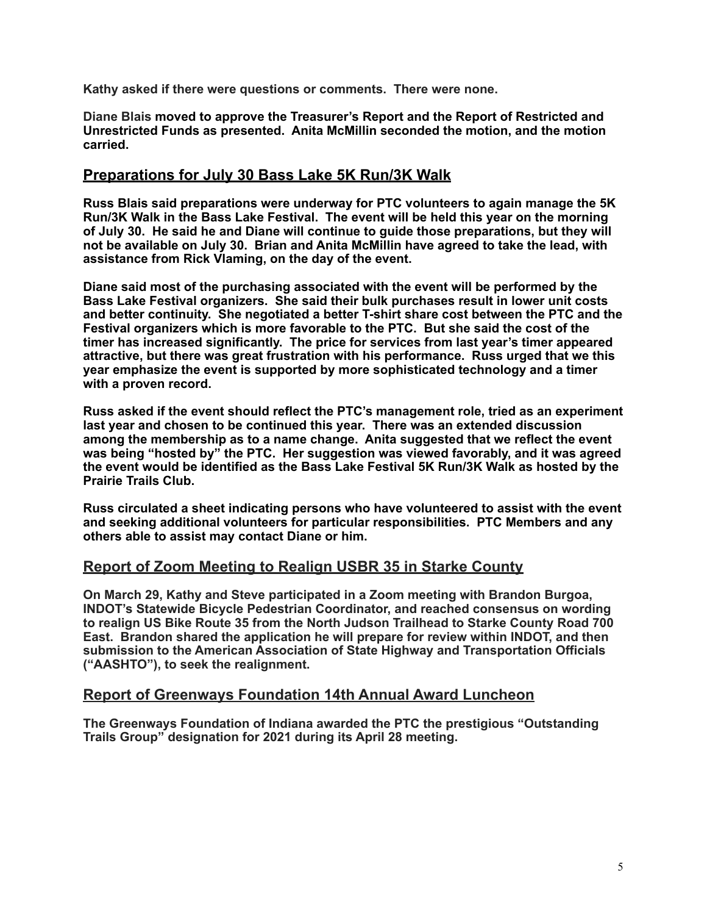**Kathy asked if there were questions or comments. There were none.**

**Diane Blais moved to approve the Treasurer's Report and the Report of Restricted and Unrestricted Funds as presented. Anita McMillin seconded the motion, and the motion carried.**

## Preparations for July 30 Bass Lake 5K Run/3K Walk

**Russ Blais said preparations were underway for PTC volunteers to again manage the 5K Run/3K Walk in the Bass Lake Festival. The event will be held this year on the morning of July 30. He said he and Diane will continue to guide those preparations, but they will not be available on July 30. Brian and Anita McMillin have agreed to take the lead, with assistance from Rick Vlaming, on the day of the event.**

**Diane said most of the purchasing associated with the event will be performed by the Bass Lake Festival organizers. She said their bulk purchases result in lower unit costs and better continuity. She negotiated a better T-shirt share cost between the PTC and the Festival organizers which is more favorable to the PTC. But she said the cost of the timer has increased significantly. The price for services from last year's timer appeared attractive, but there was great frustration with his performance. Russ urged that we this year emphasize the event is supported by more sophisticated technology and a timer with a proven record.**

**Russ asked if the event should reflect the PTC's management role, tried as an experiment last year and chosen to be continued this year. There was an extended discussion among the membership as to a name change. Anita suggested that we reflect the event was being "hosted by" the PTC. Her suggestion was viewed favorably, and it was agreed the event would be identified as the Bass Lake Festival 5K Run/3K Walk as hosted by the Prairie Trails Club.**

**Russ circulated a sheet indicating persons who have volunteered to assist with the event and seeking additional volunteers for particular responsibilities. PTC Members and any others able to assist may contact Diane or him.**

## Report of Zoom Meeting to Realign USBR 35 in Starke County

**On March 29, Kathy and Steve participated in a Zoom meeting with Brandon Burgoa, INDOT's Statewide Bicycle Pedestrian Coordinator, and reached consensus on wording to realign US Bike Route 35 from the North Judson Trailhead to Starke County Road 700 East. Brandon shared the application he will prepare for review within INDOT, and then submission to the American Association of State Highway and Transportation Officials ("AASHTO"), to seek the realignment.**

## Report of Greenways Foundation 14th Annual Award Luncheon

**The Greenways Foundation of Indiana awarded the PTC the prestigious "Outstanding Trails Group" designation for 2021 during its April 28 meeting.**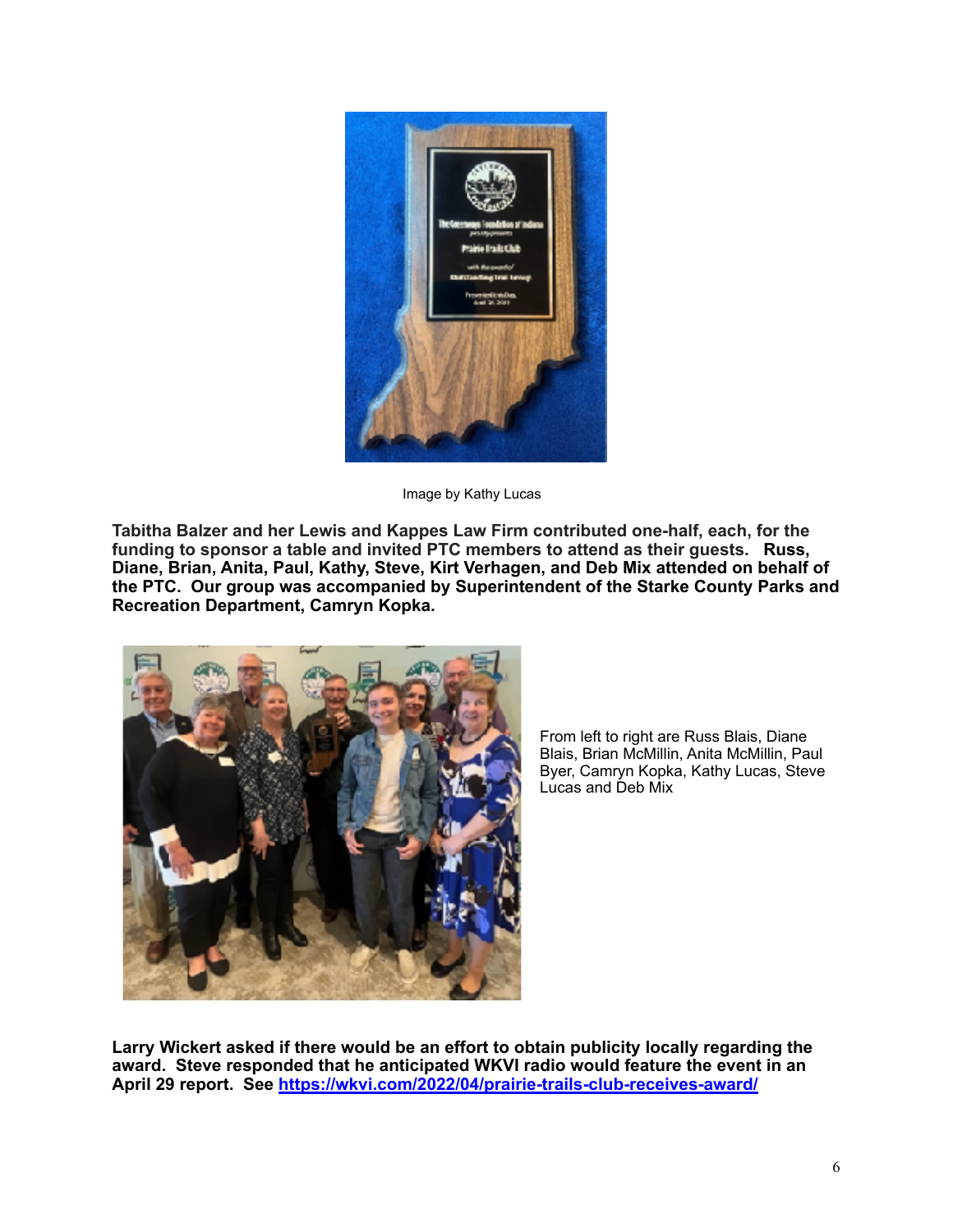Image by Kathy Lucas

**Tabitha Balzer and her Lewis and Kappes Law Firm contributed one-half, each, for the funding to sponsor a table and invited PTC members to attend as their guests. Russ, Diane, Brian, Anita, Paul, Kathy, Steve, Kirt Verhagen, and Deb Mix attended on behalf of the PTC. Our group was accompanied by Superintendent of the Starke County Parks and Recreation Department, Camryn Kopka.**

From left to right are Russ Blais, Diane Blais, Brian McMillin, Anita McMillin, Paul Byer, Camryn Kopka, Kathy Lucas, Steve Lucas and Deb Mix

**Larry Wickert asked if there would be an effort to obtain publicity locally regarding the award. Steve responded that he anticipated WKVI radio would feature the event in an April 29 report. See [https://wkvi.com/2022/04/prairie-trails-club-receives-award/](https://wkvi.com/2022/04/prairie-trails-club-receives-award/)**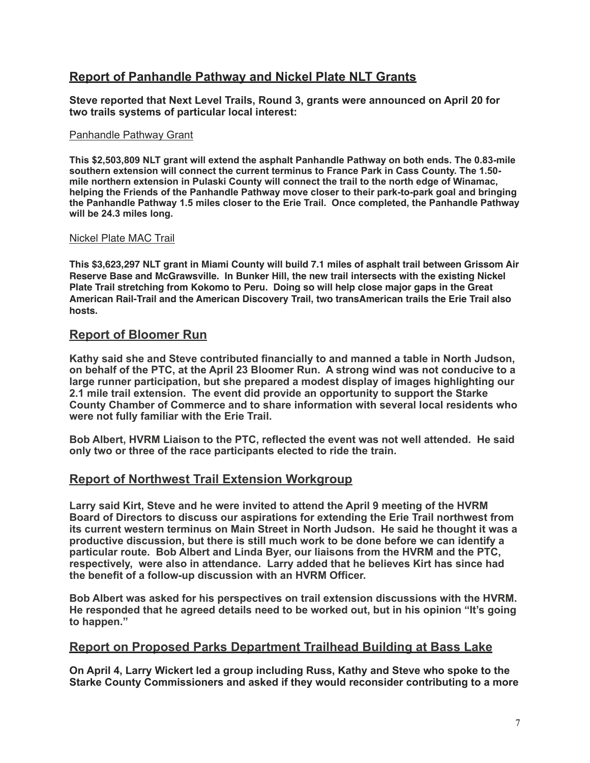## Report of Panhandle Pathway and Nickel Plate NLT Grants

**Steve reported that Next Level Trails, Round 3, grants were announced on April 20 for two trails systems of particular local interest:**

Panhandle Pathway Grant

**This $2,503,809 NLT grant will extend the asphalt Panhandle Pathway on both ends. The 0.83-mile southern extension will connect the current terminus to France Park in Cass County. The 1.50-mile northern extension in Pulaski County will connect the trail to the north edge of Winamac, helping the Friends of the Panhandle Pathway move closer to their park-to-park goal and bringing the Panhandle Pathway 1.5 miles closer to the Erie Trail. Once completed, the Panhandle Pathway will be 24.3 miles long.**

Nickel Plate MAC Trail

**This $3,623,297 NLT grant in Miami County will build 7.1 miles of asphalt trail between Grissom Air Reserve Base and McGrawsville. In Bunker Hill, the new trail intersects with the existing Nickel Plate Trail stretching from Kokomo to Peru. Doing so will help close major gaps in the Great American Rail-Trail and the American Discovery Trail, two transAmerican trails the Erie Trail also hosts.**

## Report of Bloomer Run

**Kathy said she and Steve contributed financially to and manned a table in North Judson, on behalf of the PTC, at the April 23 Bloomer Run. A strong wind was not conducive to a large runner participation, but she prepared a modest display of images highlighting our 2.1 mile trail extension. The event did provide an opportunity to support the Starke County Chamber of Commerce and to share information with several local residents who were not fully familiar with the Erie Trail.**

**Bob Albert, HVRM Liaison to the PTC, reflected the event was not well attended. He said only two or three of the race participants elected to ride the train.**

## Report of Northwest Trail Extension Workgroup

**Larry said Kirt, Steve and he were invited to attend the April 9 meeting of the HVRM Board of Directors to discuss our aspirations for extending the Erie Trail northwest from its current western terminus on Main Street in North Judson. He said he thought it was a productive discussion, but there is still much work to be done before we can identify a particular route. Bob Albert and Linda Byer, our liaisons from the HVRM and the PTC, respectively, were also in attendance. Larry added that he believes Kirt has since had the benefit of a follow-up discussion with an HVRM Officer.**

**Bob Albert was asked for his perspectives on trail extension discussions with the HVRM. He responded that he agreed details need to be worked out, but in his opinion "It's going to happen."**

## Report on Proposed Parks Department Trailhead Building at Bass Lake

**On April 4, Larry Wickert led a group including Russ, Kathy and Steve who spoke to the Starke County Commissioners and asked if they would reconsider contributing to a more**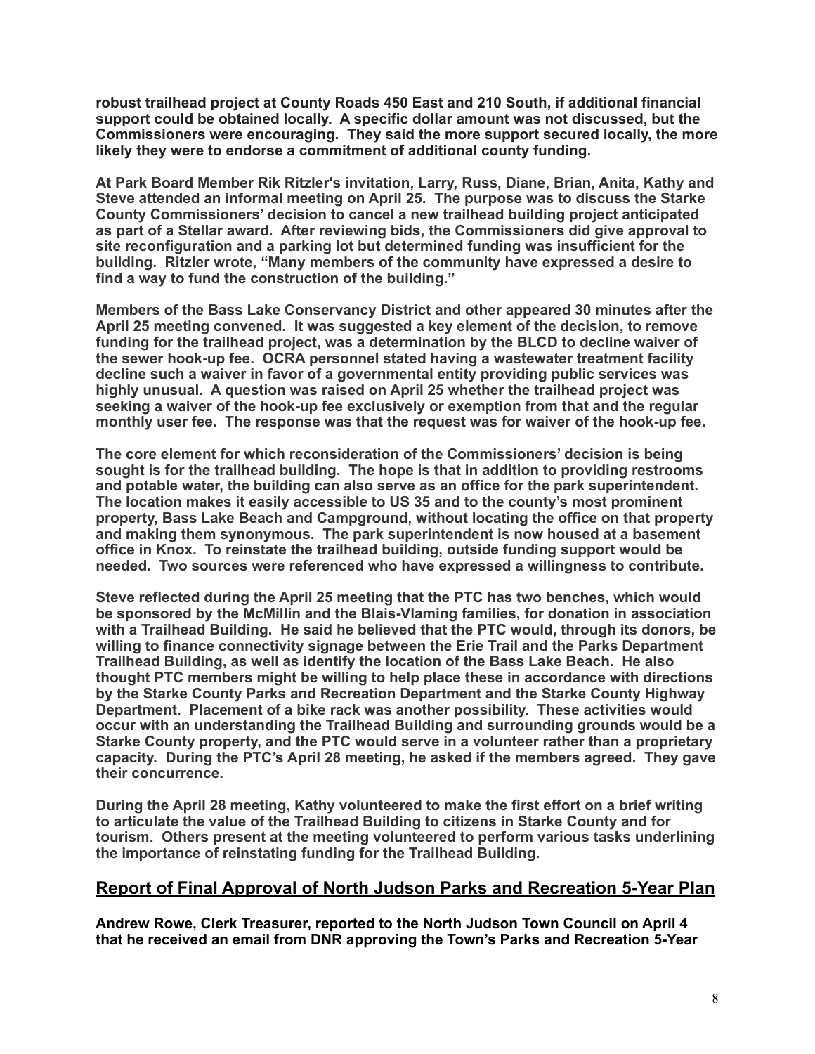**robust trailhead project at County Roads 450 East and 210 South, if additional financial support could be obtained locally. A specific dollar amount was not discussed, but the Commissioners were encouraging. They said the more support secured locally, the more likely they were to endorse a commitment of additional county funding.**

**At Park Board Member Rik Ritzler's invitation, Larry, Russ, Diane, Brian, Anita, Kathy and Steve attended an informal meeting on April 25. The purpose was to discuss the Starke County Commissioners' decision to cancel a new trailhead building project anticipated as part of a Stellar award. After reviewing bids, the Commissioners did give approval to site reconfiguration and a parking lot but determined funding was insufficient for the building. Ritzler wrote, "Many members of the community have expressed a desire to find a way to fund the construction of the building."**

**Members of the Bass Lake Conservancy District and other appeared 30 minutes after the April 25 meeting convened. It was suggested a key element of the decision, to remove funding for the trailhead project, was a determination by the BLCD to decline waiver of the sewer hook-up fee. OCRA personnel stated having a wastewater treatment facility decline such a waiver in favor of a governmental entity providing public services was highly unusual. A question was raised on April 25 whether the trailhead project was seeking a waiver of the hook-up fee exclusively or exemption from that and the regular monthly user fee. The response was that the request was for waiver of the hook-up fee.**

**The core element for which reconsideration of the Commissioners' decision is being sought is for the trailhead building. The hope is that in addition to providing restrooms and potable water, the building can also serve as an office for the park superintendent. The location makes it easily accessible to US 35 and to the county's most prominent property, Bass Lake Beach and Campground, without locating the office on that property and making them synonymous. The park superintendent is now housed at a basement office in Knox. To reinstate the trailhead building, outside funding support would be needed. Two sources were referenced who have expressed a willingness to contribute.**

**Steve reflected during the April 25 meeting that the PTC has two benches, which would be sponsored by the McMillin and the Blais-Vlaming families, for donation in association with a Trailhead Building. He said he believed that the PTC would, through its donors, be willing to finance connectivity signage between the Erie Trail and the Parks Department Trailhead Building, as well as identify the location of the Bass Lake Beach. He also thought PTC members might be willing to help place these in accordance with directions by the Starke County Parks and Recreation Department and the Starke County Highway Department. Placement of a bike rack was another possibility. These activities would occur with an understanding the Trailhead Building and surrounding grounds would be a Starke County property, and the PTC would serve in a volunteer rather than a proprietary capacity. During the PTC's April 28 meeting, he asked if the members agreed. They gave their concurrence.**

**During the April 28 meeting, Kathy volunteered to make the first effort on a brief writing to articulate the value of the Trailhead Building to citizens in Starke County and for tourism. Others present at the meeting volunteered to perform various tasks underlining the importance of reinstating funding for the Trailhead Building.**

## Report of Final Approval of North Judson Parks and Recreation 5-Year Plan

**Andrew Rowe, Clerk Treasurer, reported to the North Judson Town Council on April 4 that he received an email from DNR approving the Town's Parks and Recreation 5-Year**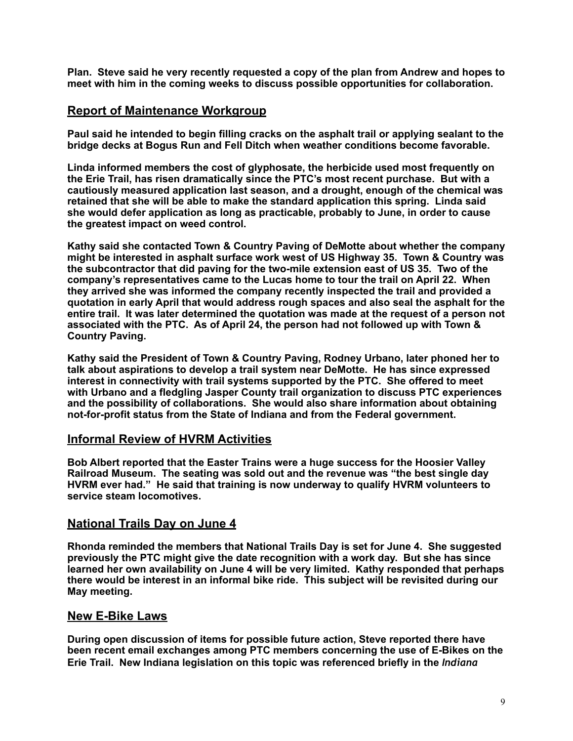**Plan. Steve said he very recently requested a copy of the plan from Andrew and hopes to meet with him in the coming weeks to discuss possible opportunities for collaboration.**

## Report of Maintenance Workgroup

**Paul said he intended to begin filling cracks on the asphalt trail or applying sealant to the bridge decks at Bogus Run and Fell Ditch when weather conditions become favorable.**

**Linda informed members the cost of glyphosate, the herbicide used most frequently on the Erie Trail, has risen dramatically since the PTC's most recent purchase. But with a cautiously measured application last season, and a drought, enough of the chemical was retained that she will be able to make the standard application this spring. Linda said she would defer application as long as practicable, probably to June, in order to cause the greatest impact on weed control.**

**Kathy said she contacted Town & Country Paving of DeMotte about whether the company might be interested in asphalt surface work west of US Highway 35. Town & Country was the subcontractor that did paving for the two-mile extension east of US 35. Two of the company's representatives came to the Lucas home to tour the trail on April 22. When they arrived she was informed the company recently inspected the trail and provided a quotation in early April that would address rough spaces and also seal the asphalt for the entire trail. It was later determined the quotation was made at the request of a person not associated with the PTC. As of April 24, the person had not followed up with Town & Country Paving.**

**Kathy said the President of Town & Country Paving, Rodney Urbano, later phoned her to talk about aspirations to develop a trail system near DeMotte. He has since expressed interest in connectivity with trail systems supported by the PTC. She offered to meet with Urbano and a fledgling Jasper County trail organization to discuss PTC experiences and the possibility of collaborations. She would also share information about obtaining not-for-profit status from the State of Indiana and from the Federal government.**

## Informal Review of HVRM Activities

**Bob Albert reported that the Easter Trains were a huge success for the Hoosier Valley Railroad Museum. The seating was sold out and the revenue was "the best single day HVRM ever had." He said that training is now underway to qualify HVRM volunteers to service steam locomotives.**

## National Trails Day on June 4

**Rhonda reminded the members that National Trails Day is set for June 4. She suggested previously the PTC might give the date recognition with a work day. But she has since learned her own availability on June 4 will be very limited. Kathy responded that perhaps there would be interest in an informal bike ride. This subject will be revisited during our May meeting.**

## New E-Bike Laws

**During open discussion of items for possible future action, Steve reported there have been recent email exchanges among PTC members concerning the use of E-Bikes on the Erie Trail. New Indiana legislation on this topic was referenced briefly in the *Indiana***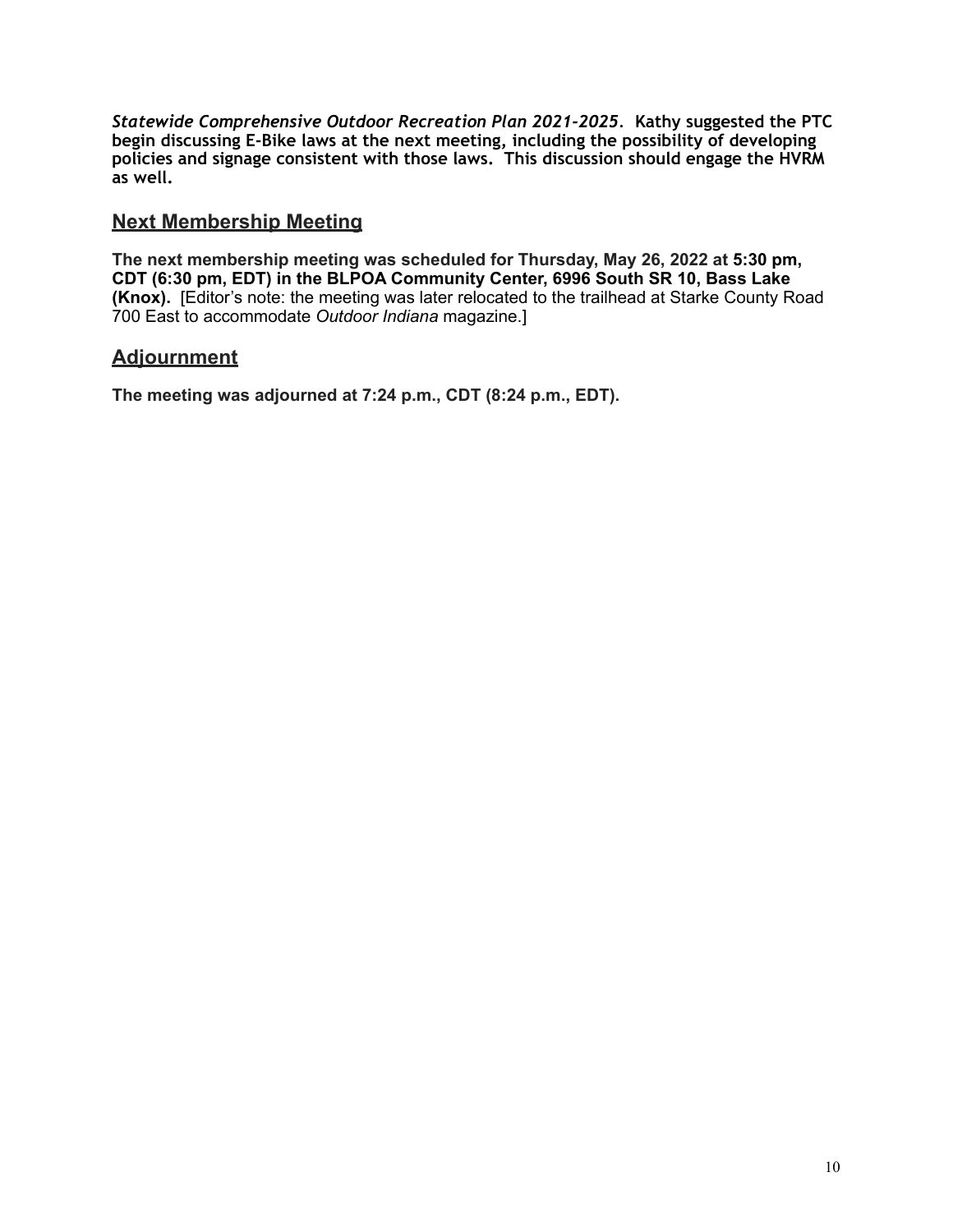***Statewide Comprehensive Outdoor Recreation Plan 2021-2025*. Kathy suggested the PTC begin discussing E-Bike laws at the next meeting, including the possibility of developing policies and signage consistent with those laws. This discussion should engage the HVRM as well.**

## Next Membership Meeting

**The next membership meeting was scheduled for Thursday, May 26, 2022 at 5:30 pm, CDT (6:30 pm, EDT) in the BLPOA Community Center, 6996 South SR 10, Bass Lake (Knox).** [Editor's note: the meeting was later relocated to the trailhead at Starke County Road 700 East to accommodate *Outdoor Indiana* magazine.]

## Adjournment

**The meeting was adjourned at 7:24 p.m., CDT (8:24 p.m., EDT).**